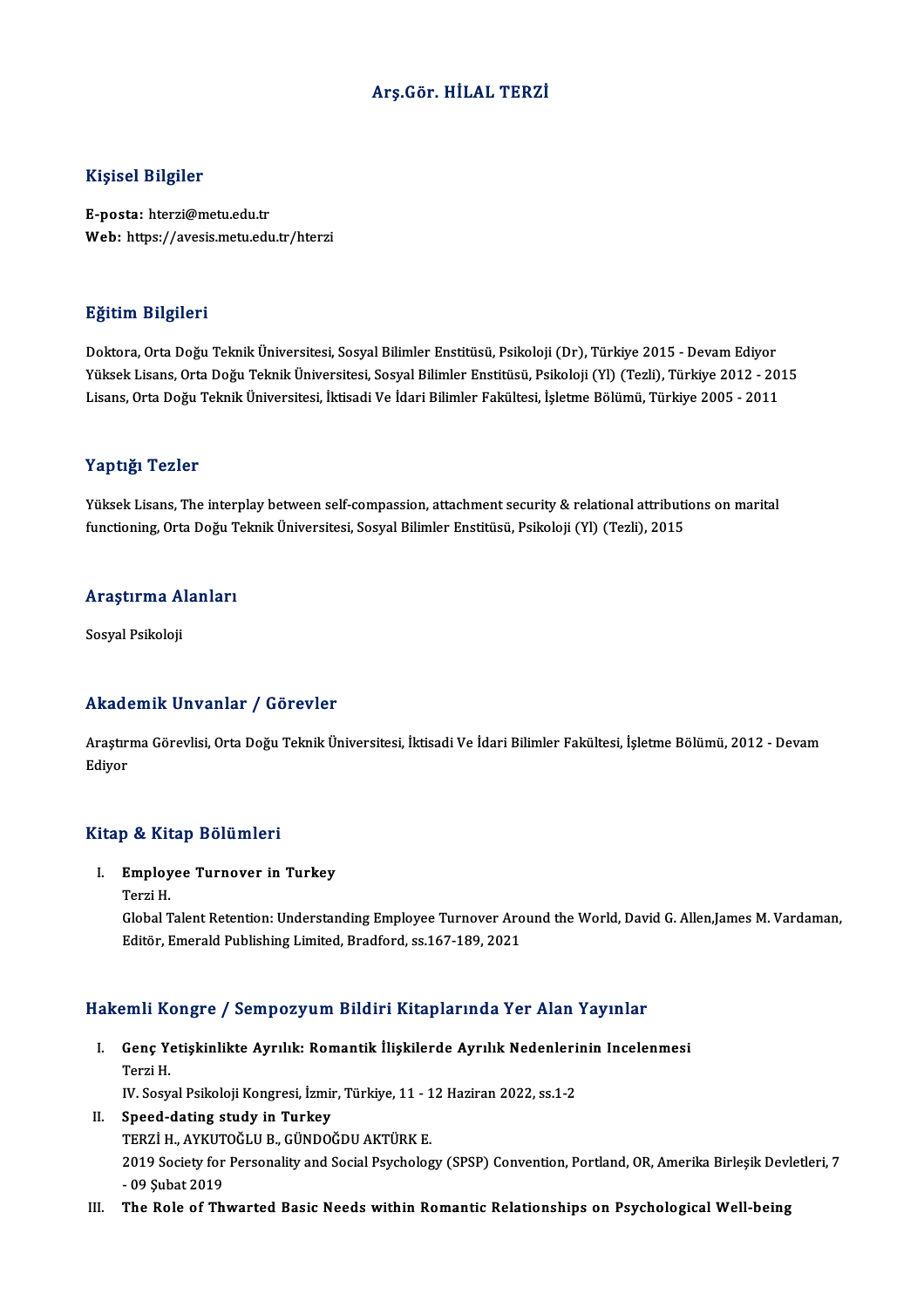# Arş.Gör. HİLAL TERZİ

## Kişisel Bilgiler

**E-posta:** hterzi@metu.edu.tr
**Web:** https://avesis.metu.edu.tr/hterzi

## Eğitim Bilgileri

Doktora, Orta Doğu Teknik Üniversitesi, Sosyal Bilimler Enstitüsü, Psikoloji (Dr), Türkiye 2015 - Devam Ediyor
Yüksek Lisans, Orta Doğu Teknik Üniversitesi, Sosyal Bilimler Enstitüsü, Psikoloji (Yl) (Tezli), Türkiye 2012 - 2015
Lisans, Orta Doğu Teknik Üniversitesi, İktisadi Ve İdari Bilimler Fakültesi, İşletme Bölümü, Türkiye 2005 - 2011

## Yaptığı Tezler

Yüksek Lisans, The interplay between self-compassion, attachment security & relational attributions on marital functioning, Orta Doğu Teknik Üniversitesi, Sosyal Bilimler Enstitüsü, Psikoloji (Yl) (Tezli), 2015

## Araştırma Alanları

Sosyal Psikoloji

## Akademik Unvanlar / Görevler

Araştırma Görevlisi, Orta Doğu Teknik Üniversitesi, İktisadi Ve İdari Bilimler Fakültesi, İşletme Bölümü, 2012 - Devam Ediyor

## Kitap & Kitap Bölümleri

I. **Employee Turnover in Turkey**
   Terzi H.
   Global Talent Retention: Understanding Employee Turnover Around the World, David G. Allen,James M. Vardaman, Editör, Emerald Publishing Limited, Bradford, ss.167-189, 2021

## Hakemli Kongre / Sempozyum Bildiri Kitaplarında Yer Alan Yayınlar

I. **Genç Yetişkinlikte Ayrılık: Romantik İlişkilerde Ayrılık Nedenlerinin Incelenmesi**
   Terzi H.
   IV. Sosyal Psikoloji Kongresi, İzmir, Türkiye, 11 - 12 Haziran 2022, ss.1-2
II. **Speed-dating study in Turkey**
   TERZİ H., AYKUTOĞLU B., GÜNDOĞDU AKTÜRK E.
   2019 Society for Personality and Social Psychology (SPSP) Convention, Portland, OR, Amerika Birleşik Devletleri, 7 - 09 Şubat 2019
III. **The Role of Thwarted Basic Needs within Romantic Relationships on Psychological Well-being**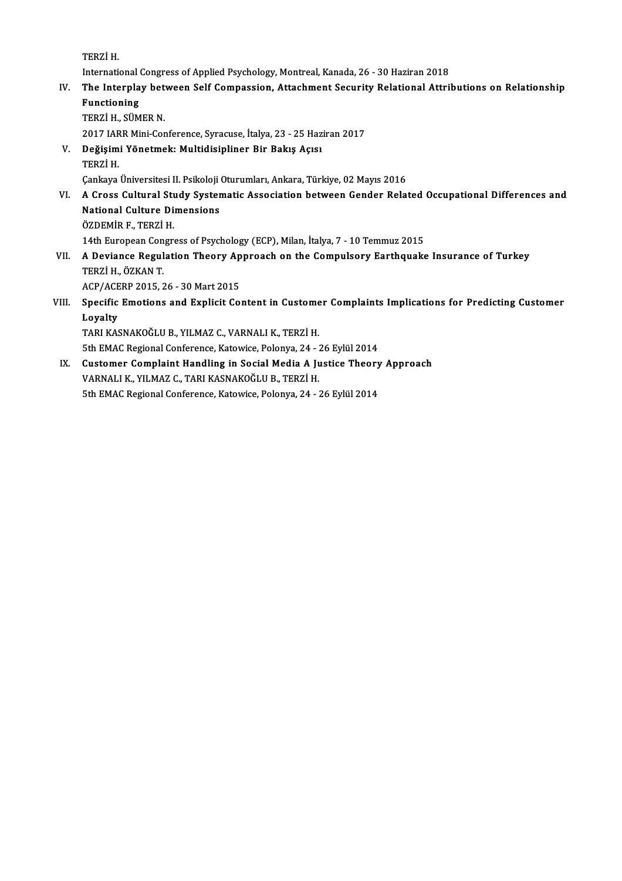TERZİ H.

International Congress of Applied Psychology, Montreal, Kanada, 26 - 30 Haziran 2018

IV. **The Interplay between Self Compassion, Attachment Security Relational Attributions on Relationship Functioning**

TERZİ H., SÜMER N.

2017 IARR Mini-Conference, Syracuse, İtalya, 23 - 25 Haziran 2017

V. **Değişimi Yönetmek: Multidisipliner Bir Bakış Açısı**

TERZİ H.

Çankaya Üniversitesi II. Psikoloji Oturumları, Ankara, Türkiye, 02 Mayıs 2016

VI. **A Cross Cultural Study Systematic Association between Gender Related Occupational Differences and National Culture Dimensions**

ÖZDEMİR F., TERZİ H.

14th European Congress of Psychology (ECP), Milan, İtalya, 7 - 10 Temmuz 2015

VII. **A Deviance Regulation Theory Approach on the Compulsory Earthquake Insurance of Turkey**

TERZİ H., ÖZKAN T.

ACP/ACERP 2015, 26 - 30 Mart 2015

VIII. **Specific Emotions and Explicit Content in Customer Complaints Implications for Predicting Customer Loyalty**

TARI KASNAKOĞLU B., YILMAZ C., VARNALI K., TERZİ H.

5th EMAC Regional Conference, Katowice, Polonya, 24 - 26 Eylül 2014

IX. **Customer Complaint Handling in Social Media A Justice Theory Approach**

VARNALI K., YILMAZ C., TARI KASNAKOĞLU B., TERZİ H.

5th EMAC Regional Conference, Katowice, Polonya, 24 - 26 Eylül 2014